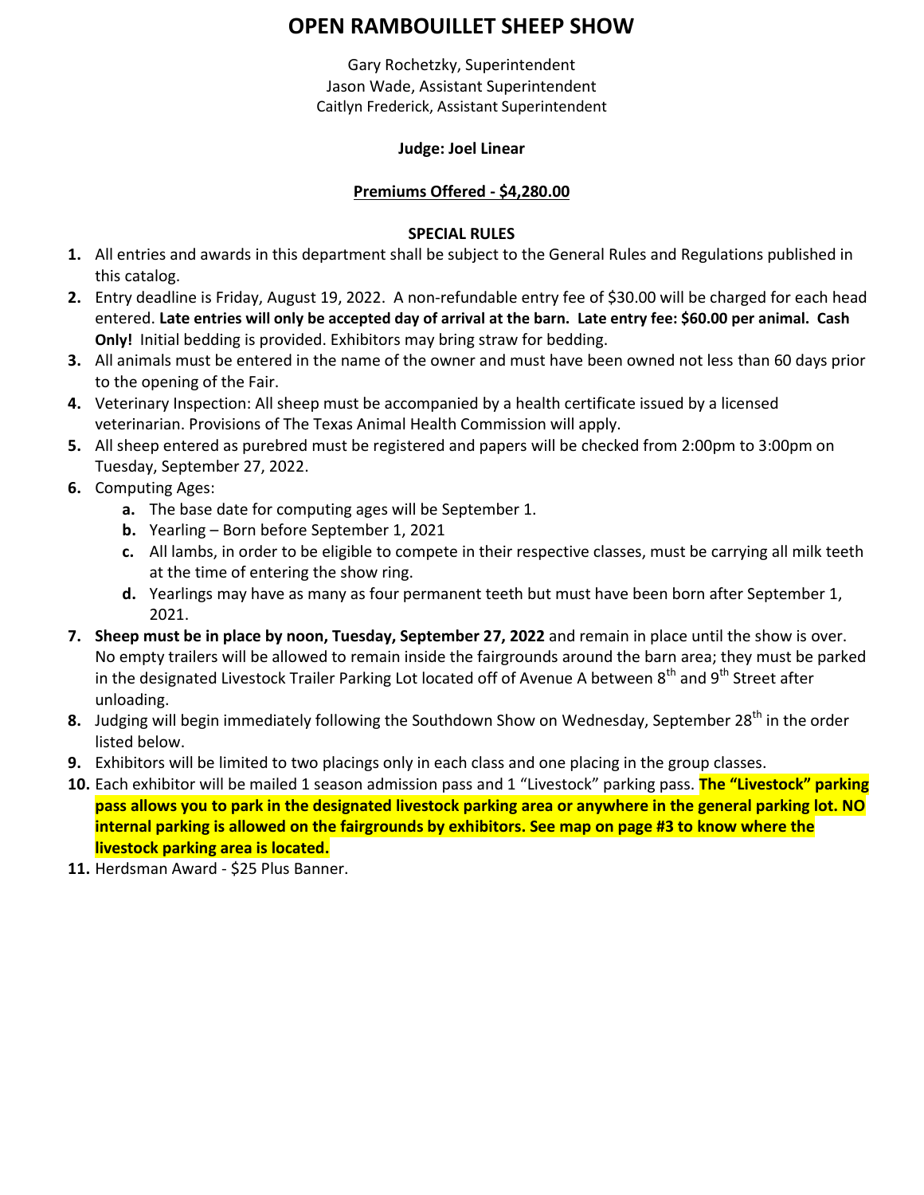# OPEN RAMBOUILLET SHEEP SHOW

Gary Rochetzky, Superintendent
Jason Wade, Assistant Superintendent
Caitlyn Frederick, Assistant Superintendent

**Judge: Joel Linear**

**Premiums Offered - $4,280.00**

**SPECIAL RULES**

1. All entries and awards in this department shall be subject to the General Rules and Regulations published in this catalog.
2. Entry deadline is Friday, August 19, 2022. A non-refundable entry fee of $30.00 will be charged for each head entered. **Late entries will only be accepted day of arrival at the barn. Late entry fee: $60.00 per animal. Cash Only!** Initial bedding is provided. Exhibitors may bring straw for bedding.
3. All animals must be entered in the name of the owner and must have been owned not less than 60 days prior to the opening of the Fair.
4. Veterinary Inspection: All sheep must be accompanied by a health certificate issued by a licensed veterinarian. Provisions of The Texas Animal Health Commission will apply.
5. All sheep entered as purebred must be registered and papers will be checked from 2:00pm to 3:00pm on Tuesday, September 27, 2022.
6. Computing Ages:
   a. The base date for computing ages will be September 1.
   b. Yearling – Born before September 1, 2021
   c. All lambs, in order to be eligible to compete in their respective classes, must be carrying all milk teeth at the time of entering the show ring.
   d. Yearlings may have as many as four permanent teeth but must have been born after September 1, 2021.
7. **Sheep must be in place by noon, Tuesday, September 27, 2022** and remain in place until the show is over. No empty trailers will be allowed to remain inside the fairgrounds around the barn area; they must be parked in the designated Livestock Trailer Parking Lot located off of Avenue A between 8th and 9th Street after unloading.
8. Judging will begin immediately following the Southdown Show on Wednesday, September 28th in the order listed below.
9. Exhibitors will be limited to two placings only in each class and one placing in the group classes.
10. Each exhibitor will be mailed 1 season admission pass and 1 "Livestock" parking pass. **The "Livestock" parking pass allows you to park in the designated livestock parking area or anywhere in the general parking lot. NO internal parking is allowed on the fairgrounds by exhibitors. See map on page #3 to know where the livestock parking area is located.**
11. Herdsman Award - $25 Plus Banner.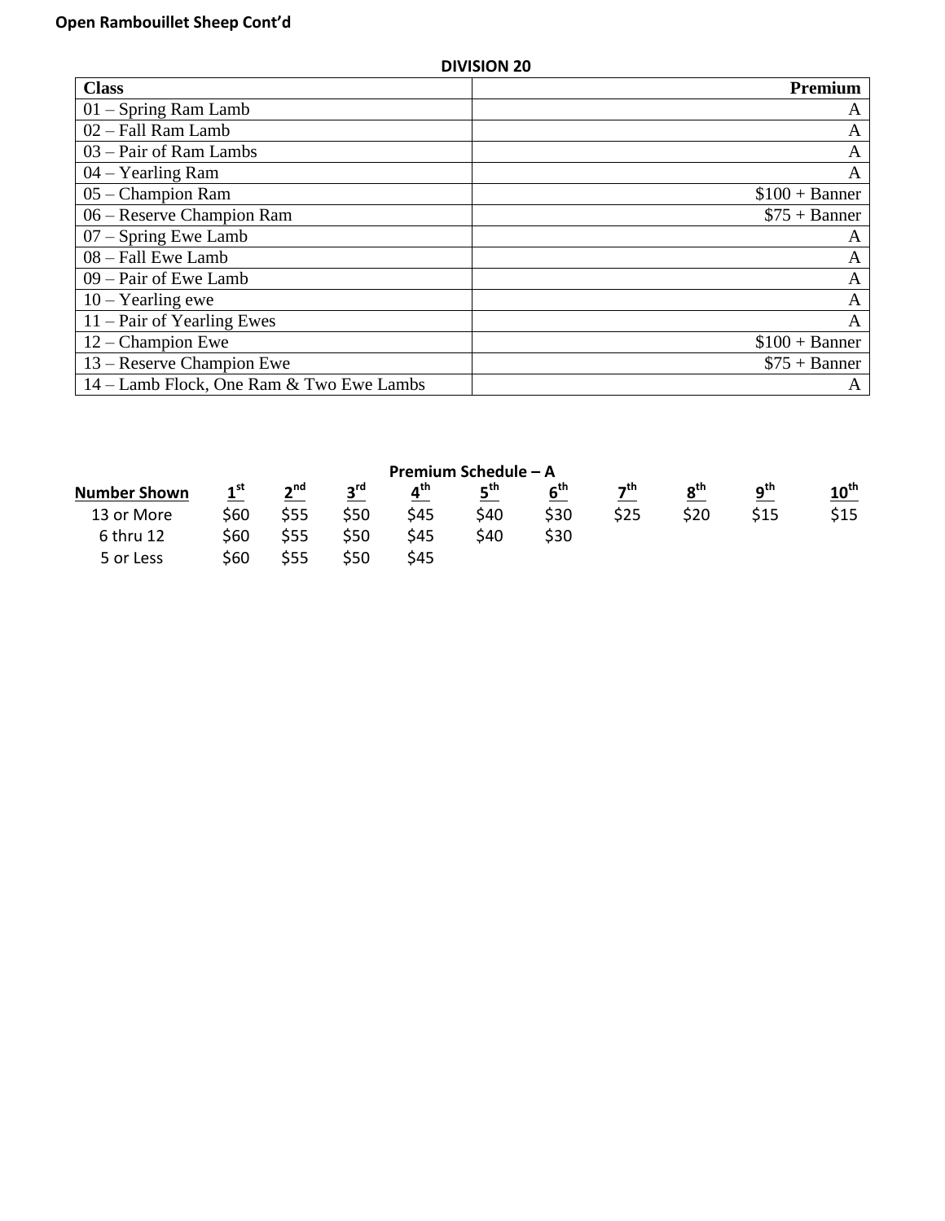**Open Rambouillet Sheep Cont'd**

**DIVISION 20**

| Class | Premium |
|---|---|
| 01 – Spring Ram Lamb | A |
| 02 – Fall Ram Lamb | A |
| 03 – Pair of Ram Lambs | A |
| 04 – Yearling Ram | A |
| 05 – Champion Ram | $100 + Banner |
| 06 – Reserve Champion Ram | $75 + Banner |
| 07 – Spring Ewe Lamb | A |
| 08 – Fall Ewe Lamb | A |
| 09 – Pair of Ewe Lamb | A |
| 10 – Yearling ewe | A |
| 11 – Pair of Yearling Ewes | A |
| 12 – Champion Ewe | $100 + Banner |
| 13 – Reserve Champion Ewe | $75 + Banner |
| 14 – Lamb Flock, One Ram & Two Ewe Lambs | A |

**Premium Schedule – A**

| Number Shown | 1st | 2nd | 3rd | 4th | 5th | 6th | 7th | 8th | 9th | 10th |
|---|---|---|---|---|---|---|---|---|---|---|
| 13 or More | $60 | $55 | $50 | $45 | $40 | $30 | $25 | $20 | $15 | $15 |
| 6 thru 12 | $60 | $55 | $50 | $45 | $40 | $30 | | | | |
| 5 or Less | $60 | $55 | $50 | $45 | | | | | | |